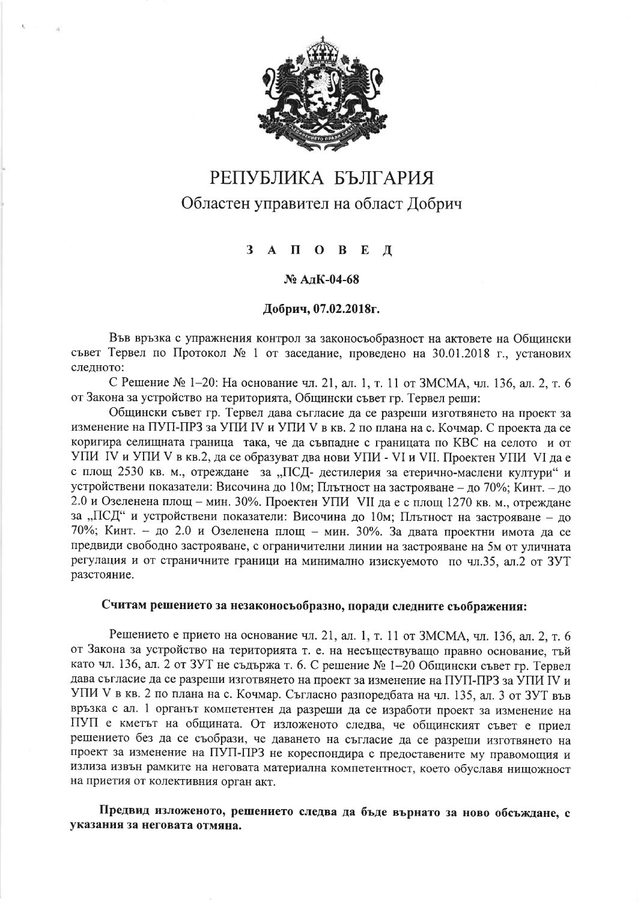# РЕПУБЛИКА БЪЛГАРИЯ

## Областен управител на област Добрич

### З А П О В Е Д

**№ АдК-04-68**

**Добрич, 07.02.2018г.**

Във връзка с упражнения контрол за законосъобразност на актовете на Общински съвет Тервел по Протокол № 1 от заседание, проведено на 30.01.2018 г., установих следното:

С Решение № 1–20: На основание чл. 21, ал. 1, т. 11 от ЗМСМА, чл. 136, ал. 2, т. 6 от Закона за устройство на територията, Общински съвет гр. Тервел реши:

Общински съвет гр. Тервел дава съгласие да се разреши изготвянето на проект за изменение на ПУП-ПРЗ за УПИ IV и УПИ V в кв. 2 по плана на с. Кочмар. С проекта да се коригира селищната граница така, че да съвпадне с границата по КВС на селото и от УПИ IV и УПИ V в кв.2, да се образуват два нови УПИ - VI и VII. Проектен УПИ VI да е с площ 2530 кв. м., отреждане за „ПСД- дестилерия за етерично-маслени култури" и устройствени показатели: Височина до 10м; Плътност на застрояване – до 70%; Кинт. – до 2.0 и Озеленена площ – мин. 30%. Проектен УПИ VII да е с площ 1270 кв. м., отреждане за „ПСД" и устройствени показатели: Височина до 10м; Плътност на застрояване – до 70%; Кинт. – до 2.0 и Озеленена площ – мин. 30%. За двата проектни имота да се предвиди свободно застрояване, с ограничителни линии на застрояване на 5м от уличната регулация и от страничните граници на минимално изискуемото по чл.35, ал.2 от ЗУТ разстояние.

**Считам решението за незаконосъобразно, поради следните съображения:**

Решението е прието на основание чл. 21, ал. 1, т. 11 от ЗМСМА, чл. 136, ал. 2, т. 6 от Закона за устройство на територията т. е. на несъществуващо правно основание, тъй като чл. 136, ал. 2 от ЗУТ не съдържа т. 6. С решение № 1–20 Общински съвет гр. Тервел дава съгласие да се разреши изготвянето на проект за изменение на ПУП-ПРЗ за УПИ IV и УПИ V в кв. 2 по плана на с. Кочмар. Съгласно разпоредбата на чл. 135, ал. 3 от ЗУТ във връзка с ал. 1 органът компетентен да разреши да се изработи проект за изменение на ПУП е кметът на общината. От изложеното следва, че общинският съвет е приел решението без да се съобрази, че даването на съгласие да се разреши изготвянето на проект за изменение на ПУП-ПРЗ не кореспондира с предоставените му правомощия и излиза извън рамките на неговата материална компетентност, което обуславя нищожност на приетия от колективния орган акт.

**Предвид изложеното, решението следва да бъде върнато за ново обсъждане, с указания за неговата отмяна.**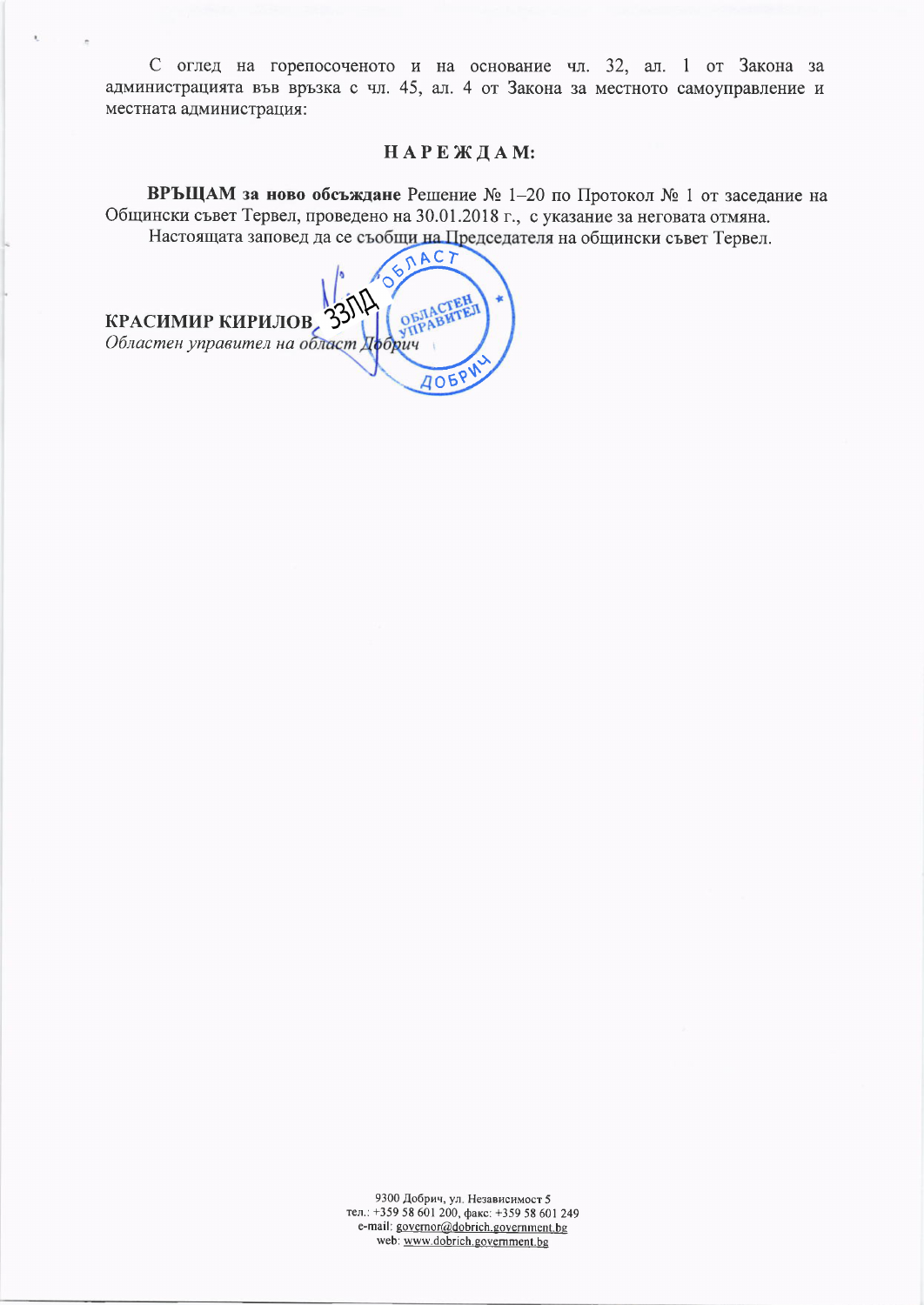С оглед на горепосоченото и на основание чл. 32, ал. 1 от Закона за администрацията във връзка с чл. 45, ал. 4 от Закона за местното самоуправление и местната администрация:

**НАРЕЖДАМ:**

**ВРЪЩАМ за ново обсъждане** Решение № 1–20 по Протокол № 1 от заседание на Общински съвет Тервел, проведено на 30.01.2018 г., с указание за неговата отмяна.

Настоящата заповед да се съобщи на Председателя на общински съвет Тервел.

ЗЗЛД

**КРАСИМИР КИРИЛОВ**
*Областен управител на област Добрич*

ОБЛАСТ ДОБРИЧ ОБЛАСТЕН УПРАВИТЕЛ

9300 Добрич, ул. Независимост 5
тел.: +359 58 601 200, факс: +359 58 601 249
e-mail: governor@dobrich.government.bg
web: www.dobrich.government.bg